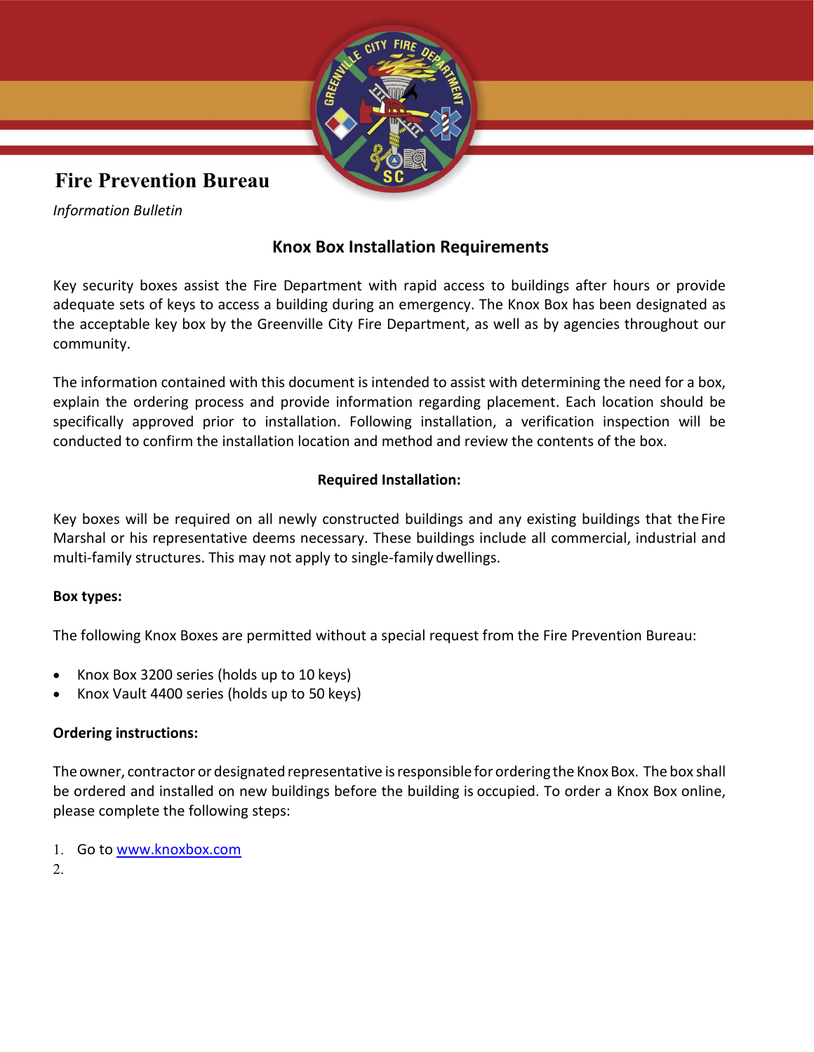# Fire Prevention Bureau

*Information Bulletin*

## Knox Box Installation Requirements

Key security boxes assist the Fire Department with rapid access to buildings after hours or provide adequate sets of keys to access a building during an emergency. The Knox Box has been designated as the acceptable key box by the Greenville City Fire Department, as well as by agencies throughout our community.

The information contained with this document is intended to assist with determining the need for a box, explain the ordering process and provide information regarding placement. Each location should be specifically approved prior to installation. Following installation, a verification inspection will be conducted to confirm the installation location and method and review the contents of the box.

**Required Installation:**

Key boxes will be required on all newly constructed buildings and any existing buildings that the Fire Marshal or his representative deems necessary. These buildings include all commercial, industrial and multi-family structures. This may not apply to single-family dwellings.

**Box types:**

The following Knox Boxes are permitted without a special request from the Fire Prevention Bureau:

- Knox Box 3200 series (holds up to 10 keys)
- Knox Vault 4400 series (holds up to 50 keys)

**Ordering instructions:**

The owner, contractor or designated representative is responsible for ordering the Knox Box. The box shall be ordered and installed on new buildings before the building is occupied. To order a Knox Box online, please complete the following steps:

1. Go to www.knoxbox.com
2.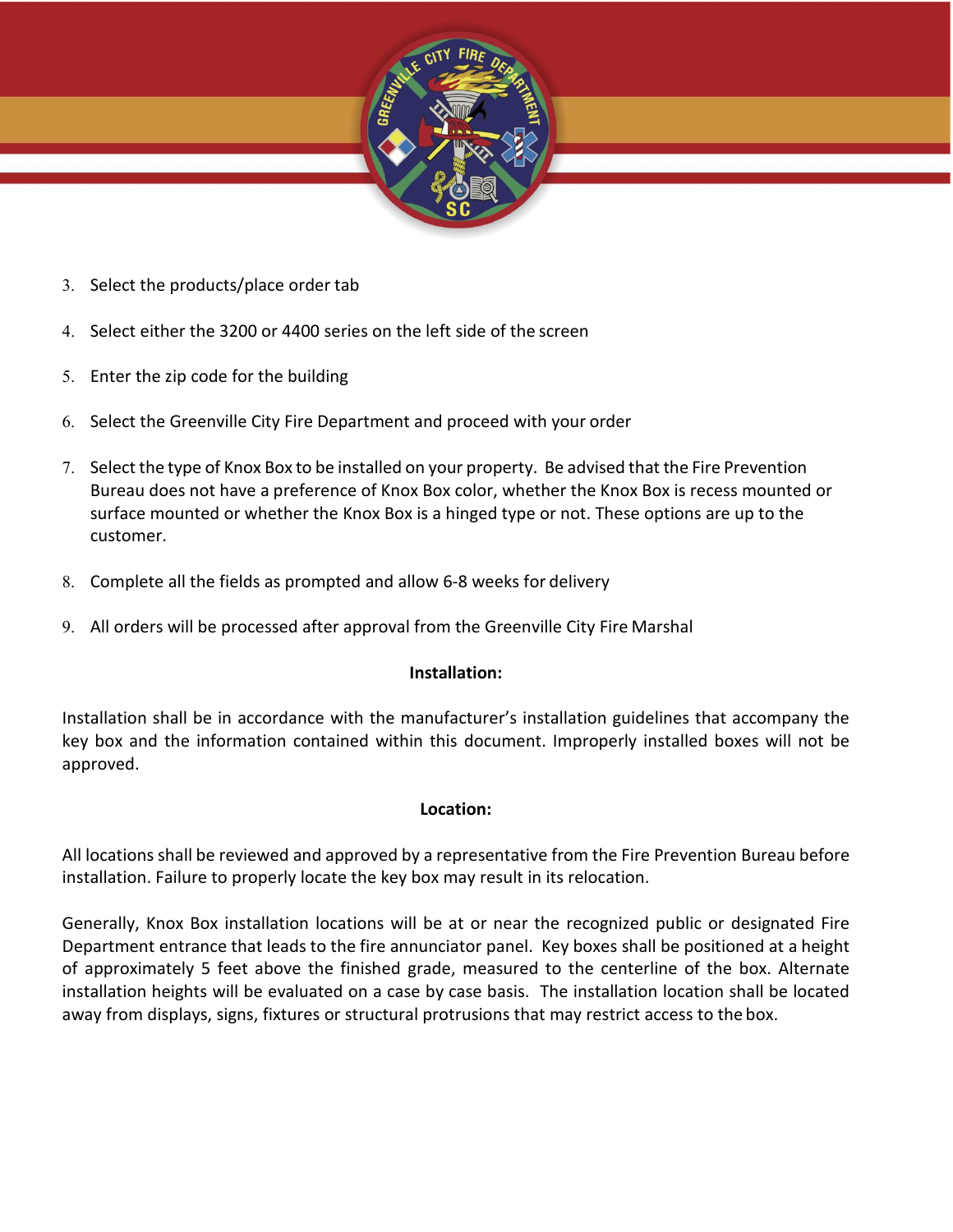3. Select the products/place order tab

4. Select either the 3200 or 4400 series on the left side of the screen

5. Enter the zip code for the building

6. Select the Greenville City Fire Department and proceed with your order

7. Select the type of Knox Box to be installed on your property. Be advised that the Fire Prevention Bureau does not have a preference of Knox Box color, whether the Knox Box is recess mounted or surface mounted or whether the Knox Box is a hinged type or not. These options are up to the customer.

8. Complete all the fields as prompted and allow 6-8 weeks for delivery

9. All orders will be processed after approval from the Greenville City Fire Marshal

**Installation:**

Installation shall be in accordance with the manufacturer's installation guidelines that accompany the key box and the information contained within this document. Improperly installed boxes will not be approved.

**Location:**

All locations shall be reviewed and approved by a representative from the Fire Prevention Bureau before installation. Failure to properly locate the key box may result in its relocation.

Generally, Knox Box installation locations will be at or near the recognized public or designated Fire Department entrance that leads to the fire annunciator panel. Key boxes shall be positioned at a height of approximately 5 feet above the finished grade, measured to the centerline of the box. Alternate installation heights will be evaluated on a case by case basis. The installation location shall be located away from displays, signs, fixtures or structural protrusions that may restrict access to the box.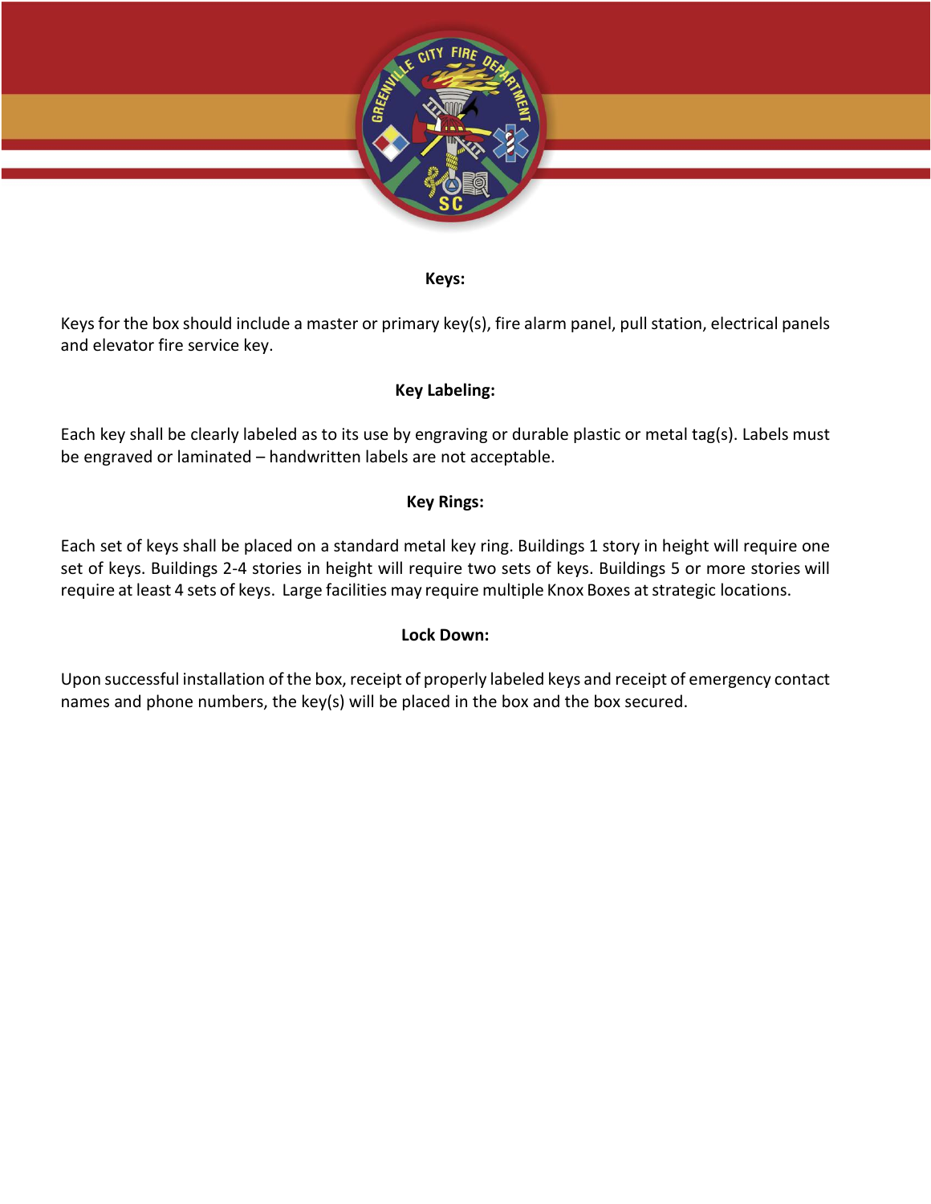**Keys:**

Keys for the box should include a master or primary key(s), fire alarm panel, pull station, electrical panels and elevator fire service key.

**Key Labeling:**

Each key shall be clearly labeled as to its use by engraving or durable plastic or metal tag(s). Labels must be engraved or laminated – handwritten labels are not acceptable.

**Key Rings:**

Each set of keys shall be placed on a standard metal key ring. Buildings 1 story in height will require one set of keys. Buildings 2-4 stories in height will require two sets of keys. Buildings 5 or more stories will require at least 4 sets of keys. Large facilities may require multiple Knox Boxes at strategic locations.

**Lock Down:**

Upon successful installation of the box, receipt of properly labeled keys and receipt of emergency contact names and phone numbers, the key(s) will be placed in the box and the box secured.